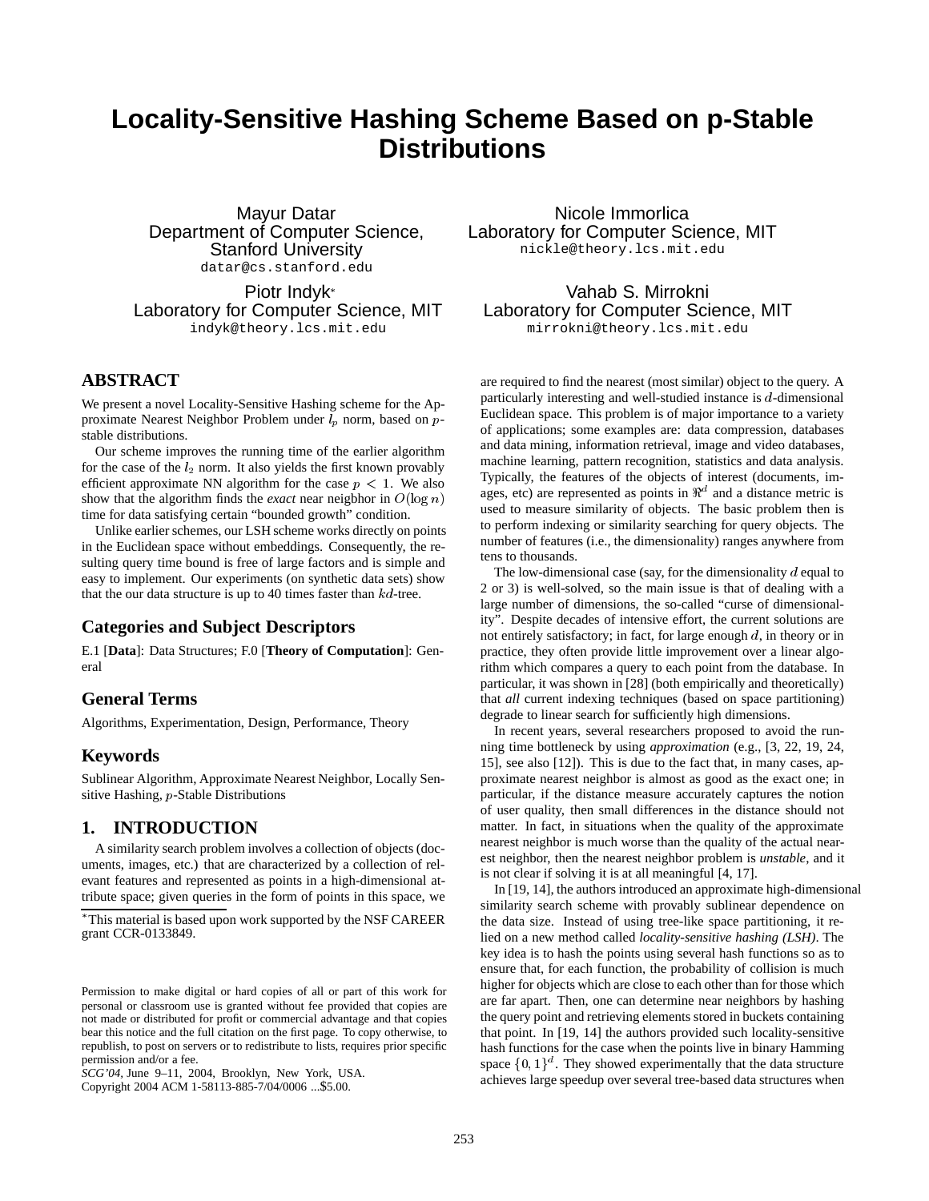# Locality-Sensitive Hashing Scheme Based on p-Stable Distributions

Mayur Datar
Department of Computer Science, Stanford University
datar@cs.stanford.edu

Nicole Immorlica
Laboratory for Computer Science, MIT
nickle@theory.lcs.mit.edu

Piotr Indyk*
Laboratory for Computer Science, MIT
indyk@theory.lcs.mit.edu

Vahab S. Mirrokni
Laboratory for Computer Science, MIT
mirrokni@theory.lcs.mit.edu

## ABSTRACT

We present a novel Locality-Sensitive Hashing scheme for the Approximate Nearest Neighbor Problem under $l_p$ norm, based on $p$-stable distributions.

Our scheme improves the running time of the earlier algorithm for the case of the $l_2$ norm. It also yields the first known provably efficient approximate NN algorithm for the case $p < 1$. We also show that the algorithm finds the *exact* near neigbhor in $O(\log n)$ time for data satisfying certain "bounded growth" condition.

Unlike earlier schemes, our LSH scheme works directly on points in the Euclidean space without embeddings. Consequently, the resulting query time bound is free of large factors and is simple and easy to implement. Our experiments (on synthetic data sets) show that the our data structure is up to 40 times faster than $kd$-tree.

### Categories and Subject Descriptors

E.1 [**Data**]: Data Structures; F.0 [**Theory of Computation**]: General

### General Terms

Algorithms, Experimentation, Design, Performance, Theory

### Keywords

Sublinear Algorithm, Approximate Nearest Neighbor, Locally Sensitive Hashing, $p$-Stable Distributions

## 1. INTRODUCTION

A similarity search problem involves a collection of objects (documents, images, etc.) that are characterized by a collection of relevant features and represented as points in a high-dimensional attribute space; given queries in the form of points in this space, we are required to find the nearest (most similar) object to the query. A particularly interesting and well-studied instance is $d$-dimensional Euclidean space. This problem is of major importance to a variety of applications; some examples are: data compression, databases and data mining, information retrieval, image and video databases, machine learning, pattern recognition, statistics and data analysis. Typically, the features of the objects of interest (documents, images, etc) are represented as points in $\Re^d$ and a distance metric is used to measure similarity of objects. The basic problem then is to perform indexing or similarity searching for query objects. The number of features (i.e., the dimensionality) ranges anywhere from tens to thousands.

The low-dimensional case (say, for the dimensionality $d$ equal to 2 or 3) is well-solved, so the main issue is that of dealing with a large number of dimensions, the so-called "curse of dimensionality". Despite decades of intensive effort, the current solutions are not entirely satisfactory; in fact, for large enough $d$, in theory or in practice, they often provide little improvement over a linear algorithm which compares a query to each point from the database. In particular, it was shown in [28] (both empirically and theoretically) that *all* current indexing techniques (based on space partitioning) degrade to linear search for sufficiently high dimensions.

In recent years, several researchers proposed to avoid the running time bottleneck by using *approximation* (e.g., [3, 22, 19, 24, 15], see also [12]). This is due to the fact that, in many cases, approximate nearest neighbor is almost as good as the exact one; in particular, if the distance measure accurately captures the notion of user quality, then small differences in the distance should not matter. In fact, in situations when the quality of the approximate nearest neighbor is much worse than the quality of the actual nearest neighbor, then the nearest neighbor problem is *unstable*, and it is not clear if solving it is at all meaningful [4, 17].

In [19, 14], the authors introduced an approximate high-dimensional similarity search scheme with provably sublinear dependence on the data size. Instead of using tree-like space partitioning, it relied on a new method called *locality-sensitive hashing (LSH)*. The key idea is to hash the points using several hash functions so as to ensure that, for each function, the probability of collision is much higher for objects which are close to each other than for those which are far apart. Then, one can determine near neighbors by hashing the query point and retrieving elements stored in buckets containing that point. In [19, 14] the authors provided such locality-sensitive hash functions for the case when the points live in binary Hamming space $\{0, 1\}^d$. They showed experimentally that the data structure achieves large speedup over several tree-based data structures when

*This material is based upon work supported by the NSF CAREER grant CCR-0133849.

Permission to make digital or hard copies of all or part of this work for personal or classroom use is granted without fee provided that copies are not made or distributed for profit or commercial advantage and that copies bear this notice and the full citation on the first page. To copy otherwise, to republish, to post on servers or to redistribute to lists, requires prior specific permission and/or a fee.
*SCG'04*, June 9–11, 2004, Brooklyn, New York, USA.
Copyright 2004 ACM 1-58113-885-7/04/0006 ...$5.00.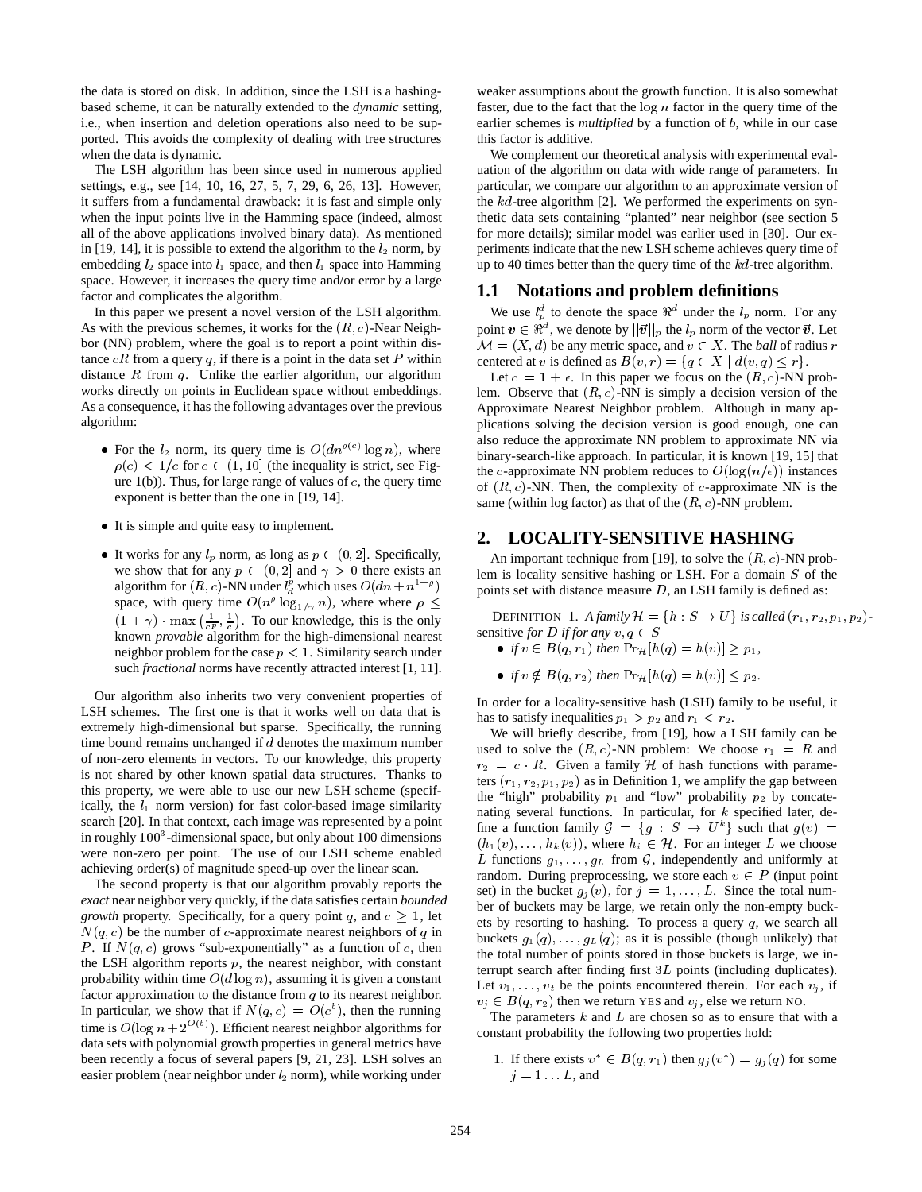the data is stored on disk. In addition, since the LSH is a hashing-based scheme, it can be naturally extended to the *dynamic* setting, i.e., when insertion and deletion operations also need to be supported. This avoids the complexity of dealing with tree structures when the data is dynamic.

The LSH algorithm has been since used in numerous applied settings, e.g., see [14, 10, 16, 27, 5, 7, 29, 6, 26, 13]. However, it suffers from a fundamental drawback: it is fast and simple only when the input points live in the Hamming space (indeed, almost all of the above applications involved binary data). As mentioned in [19, 14], it is possible to extend the algorithm to the $l_2$ norm, by embedding $l_2$ space into $l_1$ space, and then $l_1$ space into Hamming space. However, it increases the query time and/or error by a large factor and complicates the algorithm.

In this paper we present a novel version of the LSH algorithm. As with the previous schemes, it works for the $(R, c)$-Near Neighbor (NN) problem, where the goal is to report a point within distance $cR$ from a query $q$, if there is a point in the data set $P$ within distance $R$ from $q$. Unlike the earlier algorithm, our algorithm works directly on points in Euclidean space without embeddings. As a consequence, it has the following advantages over the previous algorithm:

- For the $l_2$ norm, its query time is $O(dn^{\rho(c)} \log n)$, where $\rho(c) < 1/c$ for $c \in (1, 10]$ (the inequality is strict, see Figure 1(b)). Thus, for large range of values of $c$, the query time exponent is better than the one in [19, 14].
- It is simple and quite easy to implement.
- It works for any $l_p$ norm, as long as $p \in (0, 2]$. Specifically, we show that for any $p \in (0, 2]$ and $\gamma > 0$ there exists an algorithm for $(R, c)$-NN under $l_d^p$ which uses $O(dn + n^{1+\rho})$ space, with query time $O(n^\rho \log_{1/\gamma} n)$, where where $\rho \leq (1 + \gamma) \cdot \max\left(\frac{1}{c^p}, \frac{1}{c}\right)$. To our knowledge, this is the only known *provable* algorithm for the high-dimensional nearest neighbor problem for the case $p < 1$. Similarity search under such *fractional* norms have recently attracted interest [1, 11].

Our algorithm also inherits two very convenient properties of LSH schemes. The first one is that it works well on data that is extremely high-dimensional but sparse. Specifically, the running time bound remains unchanged if $d$ denotes the maximum number of non-zero elements in vectors. To our knowledge, this property is not shared by other known spatial data structures. Thanks to this property, we were able to use our new LSH scheme (specifically, the $l_1$ norm version) for fast color-based image similarity search [20]. In that context, each image was represented by a point in roughly $100^3$-dimensional space, but only about 100 dimensions were non-zero per point. The use of our LSH scheme enabled achieving order(s) of magnitude speed-up over the linear scan.

The second property is that our algorithm provably reports the *exact* near neighbor very quickly, if the data satisfies certain *bounded growth* property. Specifically, for a query point $q$, and $c \geq 1$, let $N(q, c)$ be the number of $c$-approximate nearest neighbors of $q$ in $P$. If $N(q, c)$ grows "sub-exponentially" as a function of $c$, then the LSH algorithm reports $p$, the nearest neighbor, with constant probability within time $O(d \log n)$, assuming it is given a constant factor approximation to the distance from $q$ to its nearest neighbor. In particular, we show that if $N(q, c) = O(c^b)$, then the running time is $O(\log n + 2^{O(b)})$. Efficient nearest neighbor algorithms for data sets with polynomial growth properties in general metrics have been recently a focus of several papers [9, 21, 23]. LSH solves an easier problem (near neighbor under $l_2$ norm), while working under weaker assumptions about the growth function. It is also somewhat faster, due to the fact that the $\log n$ factor in the query time of the earlier schemes is *multiplied* by a function of $b$, while in our case this factor is additive.

We complement our theoretical analysis with experimental evaluation of the algorithm on data with wide range of parameters. In particular, we compare our algorithm to an approximate version of the $kd$-tree algorithm [2]. We performed the experiments on synthetic data sets containing "planted" near neighbor (see section 5 for more details); similar model was earlier used in [30]. Our experiments indicate that the new LSH scheme achieves query time of up to 40 times better than the query time of the $kd$-tree algorithm.

## 1.1 Notations and problem definitions

We use $l_p^d$ to denote the space $\Re^d$ under the $l_p$ norm. For any point $v \in \Re^d$, we denote by $||\vec{v}||_p$ the $l_p$ norm of the vector $\vec{v}$. Let $\mathcal{M} = (X, d)$ be any metric space, and $v \in X$. The *ball* of radius $r$ centered at $v$ is defined as $B(v, r) = \{q \in X \mid d(v, q) \leq r\}$.

Let $c = 1 + \epsilon$. In this paper we focus on the $(R, c)$-NN problem. Observe that $(R, c)$-NN is simply a decision version of the Approximate Nearest Neighbor problem. Although in many applications solving the decision version is good enough, one can also reduce the approximate NN problem to approximate NN via binary-search-like approach. In particular, it is known [19, 15] that the $c$-approximate NN problem reduces to $O(\log(n/\epsilon))$ instances of $(R, c)$-NN. Then, the complexity of $c$-approximate NN is the same (within log factor) as that of the $(R, c)$-NN problem.

## 2. LOCALITY-SENSITIVE HASHING

An important technique from [19], to solve the $(R, c)$-NN problem is locality sensitive hashing or LSH. For a domain $S$ of the points set with distance measure $D$, an LSH family is defined as:

DEFINITION 1. *A family $\mathcal{H} = \{h : S \to U\}$ is called $(r_1, r_2, p_1, p_2)$-sensitive for $D$ if for any $v, q \in S$*

- *if $v \in B(q, r_1)$ then $\Pr_{\mathcal{H}}[h(q) = h(v)] \geq p_1$,*
- *if $v \notin B(q, r_2)$ then $\Pr_{\mathcal{H}}[h(q) = h(v)] \leq p_2$.*

In order for a locality-sensitive hash (LSH) family to be useful, it has to satisfy inequalities $p_1 > p_2$ and $r_1 < r_2$.

We will briefly describe, from [19], how a LSH family can be used to solve the $(R, c)$-NN problem: We choose $r_1 = R$ and $r_2 = c \cdot R$. Given a family $\mathcal{H}$ of hash functions with parameters $(r_1, r_2, p_1, p_2)$ as in Definition 1, we amplify the gap between the "high" probability $p_1$ and "low" probability $p_2$ by concatenating several functions. In particular, for $k$ specified later, define a function family $\mathcal{G} = \{g : S \to U^k\}$ such that $g(v) = (h_1(v), \ldots, h_k(v))$, where $h_i \in \mathcal{H}$. For an integer $L$ we choose $L$ functions $g_1, \ldots, g_L$ from $\mathcal{G}$, independently and uniformly at random. During preprocessing, we store each $v \in P$ (input point set) in the bucket $g_j(v)$, for $j = 1, \ldots, L$. Since the total number of buckets may be large, we retain only the non-empty buckets by resorting to hashing. To process a query $q$, we search all buckets $g_1(q), \ldots, g_L(q)$; as it is possible (though unlikely) that the total number of points stored in those buckets is large, we interrupt search after finding first $3L$ points (including duplicates). Let $v_1, \ldots, v_t$ be the points encountered therein. For each $v_j$, if $v_j \in B(q, r_2)$ then we return YES and $v_j$, else we return NO.

The parameters $k$ and $L$ are chosen so as to ensure that with a constant probability the following two properties hold:

1. If there exists $v^* \in B(q, r_1)$ then $g_j(v^*) = g_j(q)$ for some $j = 1 \ldots L$, and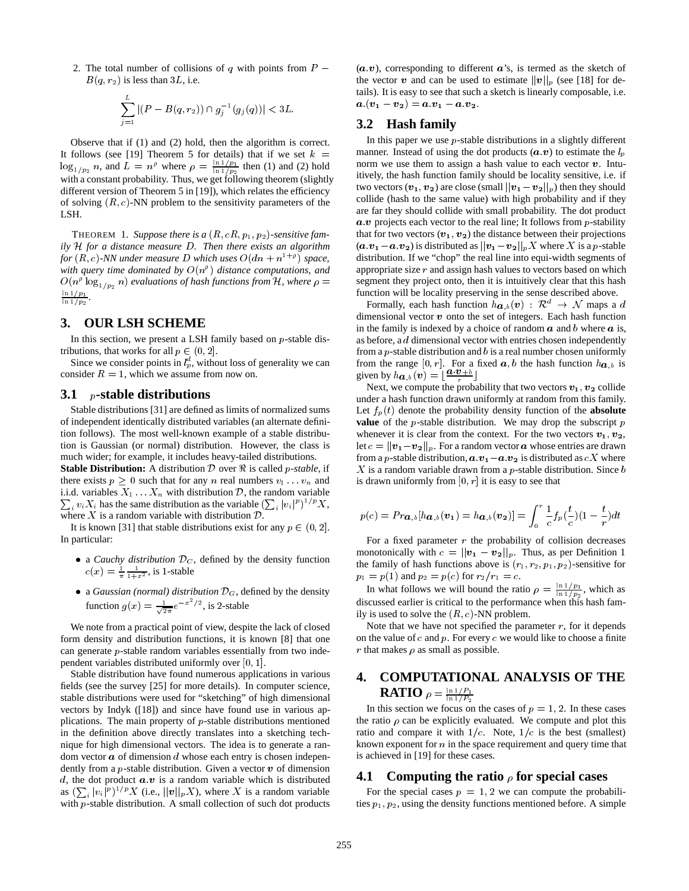2. The total number of collisions of $q$ with points from $P - B(q, r_2)$ is less than $3L$, i.e.

$$\sum_{j=1}^{L} |(P - B(q, r_2)) \cap g_j^{-1}(g_j(q))| < 3L.$$

Observe that if (1) and (2) hold, then the algorithm is correct. It follows (see [19] Theorem 5 for details) that if we set $k = \log_{1/p_2} n$, and $L = n^{\rho}$ where $\rho = \frac{\ln 1/p_1}{\ln 1/p_2}$ then (1) and (2) hold with a constant probability. Thus, we get following theorem (slightly different version of Theorem 5 in [19]), which relates the efficiency of solving $(R, c)$-NN problem to the sensitivity parameters of the LSH.

THEOREM 1. *Suppose there is a $(R, cR, p_1, p_2)$-sensitive family $\mathcal{H}$ for a distance measure $D$. Then there exists an algorithm for $(R, c)$-NN under measure $D$ which uses $O(dn + n^{1+\rho})$ space, with query time dominated by $O(n^{\rho})$ distance computations, and $O(n^{\rho} \log_{1/p_2} n)$ evaluations of hash functions from $\mathcal{H}$, where $\rho = \frac{\ln 1/p_1}{\ln 1/p_2}$.*

## 3. OUR LSH SCHEME

In this section, we present a LSH family based on $p$-stable distributions, that works for all $p \in (0, 2]$.

Since we consider points in $l_p^d$, without loss of generality we can consider $R = 1$, which we assume from now on.

### 3.1 $p$-stable distributions

Stable distributions [31] are defined as limits of normalized sums of independent identically distributed variables (an alternate definition follows). The most well-known example of a stable distribution is Gaussian (or normal) distribution. However, the class is much wider; for example, it includes heavy-tailed distributions.

**Stable Distribution:** A distribution $\mathcal{D}$ over $\Re$ is called *$p$-stable*, if there exists $p \geq 0$ such that for any $n$ real numbers $v_1 \ldots v_n$ and i.i.d. variables $X_1 \ldots X_n$ with distribution $\mathcal{D}$, the random variable $\sum_i v_i X_i$ has the same distribution as the variable $(\sum_i |v_i|^p)^{1/p} X$, where $X$ is a random variable with distribution $\mathcal{D}$.

It is known [31] that stable distributions exist for any $p \in (0, 2]$. In particular:

- a *Cauchy distribution* $\mathcal{D}_C$, defined by the density function $c(x) = \frac{1}{\pi} \frac{1}{1+x^2}$, is 1-stable
- a *Gaussian (normal) distribution* $\mathcal{D}_G$, defined by the density function $g(x) = \frac{1}{\sqrt{2\pi}} e^{-x^2/2}$, is 2-stable

We note from a practical point of view, despite the lack of closed form density and distribution functions, it is known [8] that one can generate $p$-stable random variables essentially from two independent variables distributed uniformly over $[0, 1]$.

Stable distribution have found numerous applications in various fields (see the survey [25] for more details). In computer science, stable distributions were used for "sketching" of high dimensional vectors by Indyk ([18]) and since have found use in various applications. The main property of $p$-stable distributions mentioned in the definition above directly translates into a sketching technique for high dimensional vectors. The idea is to generate a random vector $\boldsymbol{a}$ of dimension $d$ whose each entry is chosen independently from a $p$-stable distribution. Given a vector $\boldsymbol{v}$ of dimension $d$, the dot product $\boldsymbol{a.v}$ is a random variable which is distributed as $(\sum_i |v_i|^p)^{1/p} X$ (i.e., $||\boldsymbol{v}||_p X$), where $X$ is a random variable with $p$-stable distribution. A small collection of such dot products $(\boldsymbol{a.v})$, corresponding to different $\boldsymbol{a}$'s, is termed as the sketch of the vector $\boldsymbol{v}$ and can be used to estimate $\|\boldsymbol{v}\|_p$ (see [18] for details). It is easy to see that such a sketch is linearly composable, i.e. $\boldsymbol{a}.(\boldsymbol{v_1} - \boldsymbol{v_2}) = \boldsymbol{a}.\boldsymbol{v_1} - \boldsymbol{a}.\boldsymbol{v_2}$.

### 3.2 Hash family

In this paper we use $p$-stable distributions in a slightly different manner. Instead of using the dot products $(\boldsymbol{a.v})$ to estimate the $l_p$ norm we use them to assign a hash value to each vector $\boldsymbol{v}$. Intuitively, the hash function family should be locality sensitive, i.e. if two vectors $(\boldsymbol{v_1}, \boldsymbol{v_2})$ are close (small $||\boldsymbol{v_1} - \boldsymbol{v_2}||_p$) then they should collide (hash to the same value) with high probability and if they are far they should collide with small probability. The dot product $\boldsymbol{a.v}$ projects each vector to the real line; It follows from $p$-stability that for two vectors $(\boldsymbol{v_1}, \boldsymbol{v_2})$ the distance between their projections $(\boldsymbol{a.v_1} - \boldsymbol{a.v_2})$ is distributed as $||\boldsymbol{v_1} - \boldsymbol{v_2}||_p X$ where $X$ is a $p$-stable distribution. If we "chop" the real line into equi-width segments of appropriate size $r$ and assign hash values to vectors based on which segment they project onto, then it is intuitively clear that this hash function will be locality preserving in the sense described above.

Formally, each hash function $h_{\boldsymbol{a},b}(\boldsymbol{v}) : \mathcal{R}^d \to \mathcal{N}$ maps a $d$ dimensional vector $\boldsymbol{v}$ onto the set of integers. Each hash function in the family is indexed by a choice of random $\boldsymbol{a}$ and $b$ where $\boldsymbol{a}$ is, as before, a $d$ dimensional vector with entries chosen independently from a $p$-stable distribution and $b$ is a real number chosen uniformly from the range $[0, r]$. For a fixed $\boldsymbol{a}, b$ the hash function $h_{\boldsymbol{a},b}$ is given by $h_{\boldsymbol{a},b}(\boldsymbol{v}) = \lfloor \frac{\boldsymbol{a.v}+b}{r} \rfloor$

Next, we compute the probability that two vectors $\boldsymbol{v_1}, \boldsymbol{v_2}$ collide under a hash function drawn uniformly at random from this family. Let $f_p(t)$ denote the probability density function of the **absolute value** of the $p$-stable distribution. We may drop the subscript $p$ whenever it is clear from the context. For the two vectors $\boldsymbol{v_1}, \boldsymbol{v_2}$, let $c = ||\boldsymbol{v_1} - \boldsymbol{v_2}||_p$. For a random vector $\boldsymbol{a}$ whose entries are drawn from a $p$-stable distribution, $\boldsymbol{a.v_1} - \boldsymbol{a.v_2}$ is distributed as $cX$ where $X$ is a random variable drawn from a $p$-stable distribution. Since $b$ is drawn uniformly from $[0, r]$ it is easy to see that

$$p(c) = Pr_{\boldsymbol{a},b}[h_{\boldsymbol{a},b}(\boldsymbol{v_1}) = h_{\boldsymbol{a},b}(\boldsymbol{v_2})] = \int_0^r \frac{1}{c} f_p(\frac{t}{c})(1 - \frac{t}{r}) dt$$

For a fixed parameter $r$ the probability of collision decreases monotonically with $c = ||\boldsymbol{v_1} - \boldsymbol{v_2}||_p$. Thus, as per Definition 1 the family of hash functions above is $(r_1, r_2, p_1, p_2)$-sensitive for $p_1 = p(1)$ and $p_2 = p(c)$ for $r_2/r_1 = c$.

In what follows we will bound the ratio $\rho = \frac{\ln 1/p_1}{\ln 1/p_2}$, which as discussed earlier is critical to the performance when this hash family is used to solve the $(R, c)$-NN problem.

Note that we have not specified the parameter $r$, for it depends on the value of $c$ and $p$. For every $c$ we would like to choose a finite $r$ that makes $\rho$ as small as possible.

## 4. COMPUTATIONAL ANALYSIS OF THE RATIO $\rho = \frac{\ln 1/P_1}{\ln 1/P_2}$

In this section we focus on the cases of $p = 1, 2$. In these cases the ratio $\rho$ can be explicitly evaluated. We compute and plot this ratio and compare it with $1/c$. Note, $1/c$ is the best (smallest) known exponent for $n$ in the space requirement and query time that is achieved in [19] for these cases.

### 4.1 Computing the ratio $\rho$ for special cases

For the special cases $p = 1, 2$ we can compute the probabilities $p_1, p_2$, using the density functions mentioned before. A simple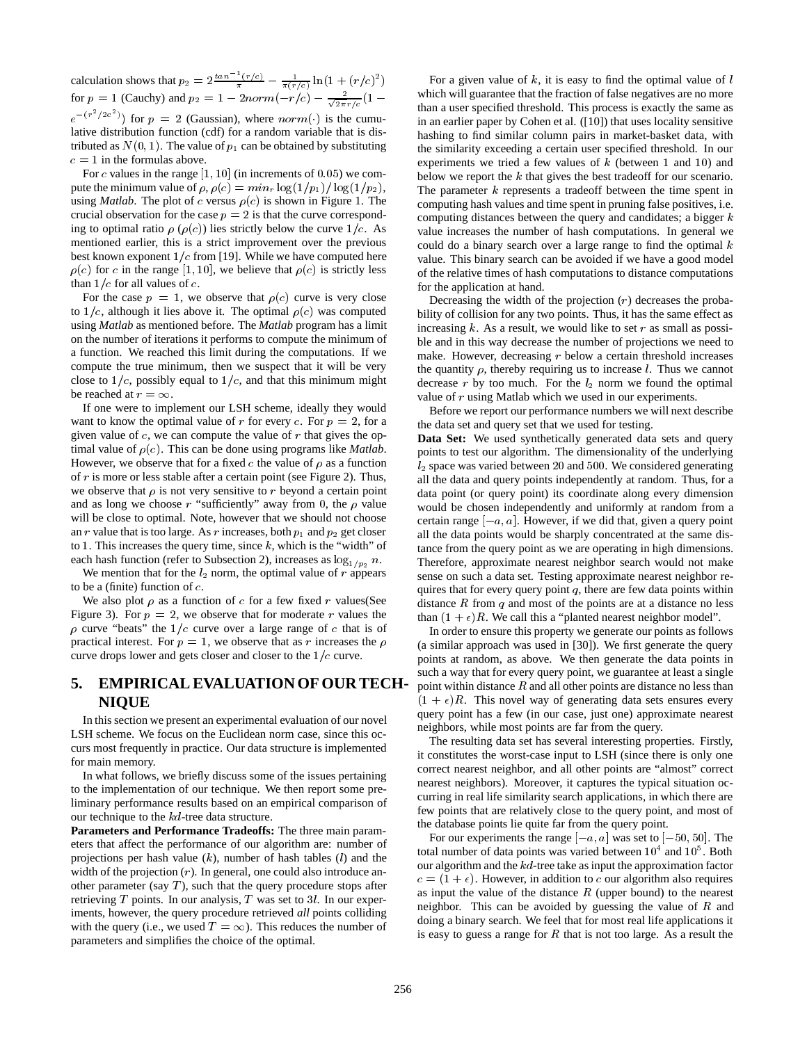calculation shows that $p_2 = 2\frac{tan^{-1}(r/c)}{\pi} - \frac{1}{\pi(r/c)}\ln(1 + (r/c)^2)$ for $p = 1$ (Cauchy) and $p_2 = 1 - 2norm(-r/c) - \frac{2}{\sqrt{2\pi}r/c}(1 - e^{-(r^2/2c^2)})$ for $p = 2$ (Gaussian), where $norm(\cdot)$ is the cumulative distribution function (cdf) for a random variable that is distributed as $N(0, 1)$. The value of $p_1$ can be obtained by substituting $c = 1$ in the formulas above.

For $c$ values in the range $[1, 10]$ (in increments of $0.05$) we compute the minimum value of $\rho$, $\rho(c) = min_r \log(1/p_1)/\log(1/p_2)$, using *Matlab*. The plot of $c$ versus $\rho(c)$ is shown in Figure 1. The crucial observation for the case $p = 2$ is that the curve corresponding to optimal ratio $\rho$ ($\rho(c)$) lies strictly below the curve $1/c$. As mentioned earlier, this is a strict improvement over the previous best known exponent $1/c$ from [19]. While we have computed here $\rho(c)$ for $c$ in the range $[1, 10]$, we believe that $\rho(c)$ is strictly less than $1/c$ for all values of $c$.

For the case $p = 1$, we observe that $\rho(c)$ curve is very close to $1/c$, although it lies above it. The optimal $\rho(c)$ was computed using *Matlab* as mentioned before. The *Matlab* program has a limit on the number of iterations it performs to compute the minimum of a function. We reached this limit during the computations. If we compute the true minimum, then we suspect that it will be very close to $1/c$, possibly equal to $1/c$, and that this minimum might be reached at $r = \infty$.

If one were to implement our LSH scheme, ideally they would want to know the optimal value of $r$ for every $c$. For $p = 2$, for a given value of $c$, we can compute the value of $r$ that gives the optimal value of $\rho(c)$. This can be done using programs like *Matlab*. However, we observe that for a fixed $c$ the value of $\rho$ as a function of $r$ is more or less stable after a certain point (see Figure 2). Thus, we observe that $\rho$ is not very sensitive to $r$ beyond a certain point and as long we choose $r$ "sufficiently" away from 0, the $\rho$ value will be close to optimal. Note, however that we should not choose an $r$ value that is too large. As $r$ increases, both $p_1$ and $p_2$ get closer to 1. This increases the query time, since $k$, which is the "width" of each hash function (refer to Subsection 2), increases as $\log_{1/p_2} n$.

We mention that for the $l_2$ norm, the optimal value of $r$ appears to be a (finite) function of $c$.

We also plot $\rho$ as a function of $c$ for a few fixed $r$ values(See Figure 3). For $p = 2$, we observe that for moderate $r$ values the $\rho$ curve "beats" the $1/c$ curve over a large range of $c$ that is of practical interest. For $p = 1$, we observe that as $r$ increases the $\rho$ curve drops lower and gets closer and closer to the $1/c$ curve.

## 5. EMPIRICAL EVALUATION OF OUR TECHNIQUE

In this section we present an experimental evaluation of our novel LSH scheme. We focus on the Euclidean norm case, since this occurs most frequently in practice. Our data structure is implemented for main memory.

In what follows, we briefly discuss some of the issues pertaining to the implementation of our technique. We then report some preliminary performance results based on an empirical comparison of our technique to the $kd$-tree data structure.

**Parameters and Performance Tradeoffs:** The three main parameters that affect the performance of our algorithm are: number of projections per hash value ($k$), number of hash tables ($l$) and the width of the projection ($r$). In general, one could also introduce another parameter (say $T$), such that the query procedure stops after retrieving $T$ points. In our analysis, $T$ was set to $3l$. In our experiments, however, the query procedure retrieved *all* points colliding with the query (i.e., we used $T = \infty$). This reduces the number of parameters and simplifies the choice of the optimal.

For a given value of $k$, it is easy to find the optimal value of $l$ which will guarantee that the fraction of false negatives are no more than a user specified threshold. This process is exactly the same as in an earlier paper by Cohen et al. ([10]) that uses locality sensitive hashing to find similar column pairs in market-basket data, with the similarity exceeding a certain user specified threshold. In our experiments we tried a few values of $k$ (between 1 and 10) and below we report the $k$ that gives the best tradeoff for our scenario. The parameter $k$ represents a tradeoff between the time spent in computing hash values and time spent in pruning false positives, i.e. computing distances between the query and candidates; a bigger $k$ value increases the number of hash computations. In general we could do a binary search over a large range to find the optimal $k$ value. This binary search can be avoided if we have a good model of the relative times of hash computations to distance computations for the application at hand.

Decreasing the width of the projection ($r$) decreases the probability of collision for any two points. Thus, it has the same effect as increasing $k$. As a result, we would like to set $r$ as small as possible and in this way decrease the number of projections we need to make. However, decreasing $r$ below a certain threshold increases the quantity $\rho$, thereby requiring us to increase $l$. Thus we cannot decrease $r$ by too much. For the $l_2$ norm we found the optimal value of $r$ using Matlab which we used in our experiments.

Before we report our performance numbers we will next describe the data set and query set that we used for testing.

**Data Set:** We used synthetically generated data sets and query points to test our algorithm. The dimensionality of the underlying $l_2$ space was varied between 20 and 500. We considered generating all the data and query points independently at random. Thus, for a data point (or query point) its coordinate along every dimension would be chosen independently and uniformly at random from a certain range $[-a, a]$. However, if we did that, given a query point all the data points would be sharply concentrated at the same distance from the query point as we are operating in high dimensions. Therefore, approximate nearest neighbor search would not make sense on such a data set. Testing approximate nearest neighbor requires that for every query point $q$, there are few data points within distance $R$ from $q$ and most of the points are at a distance no less than $(1 + \epsilon)R$. We call this a "planted nearest neighbor model".

In order to ensure this property we generate our points as follows (a similar approach was used in [30]). We first generate the query points at random, as above. We then generate the data points in such a way that for every query point, we guarantee at least a single point within distance $R$ and all other points are distance no less than $(1 + \epsilon)R$. This novel way of generating data sets ensures every query point has a few (in our case, just one) approximate nearest neighbors, while most points are far from the query.

The resulting data set has several interesting properties. Firstly, it constitutes the worst-case input to LSH (since there is only one correct nearest neighbor, and all other points are "almost" correct nearest neighbors). Moreover, it captures the typical situation occurring in real life similarity search applications, in which there are few points that are relatively close to the query point, and most of the database points lie quite far from the query point.

For our experiments the range $[-a, a]$ was set to $[-50, 50]$. The total number of data points was varied between $10^4$ and $10^5$. Both our algorithm and the $kd$-tree take as input the approximation factor $c = (1 + \epsilon)$. However, in addition to $c$ our algorithm also requires as input the value of the distance $R$ (upper bound) to the nearest neighbor. This can be avoided by guessing the value of $R$ and doing a binary search. We feel that for most real life applications it is easy to guess a range for $R$ that is not too large. As a result the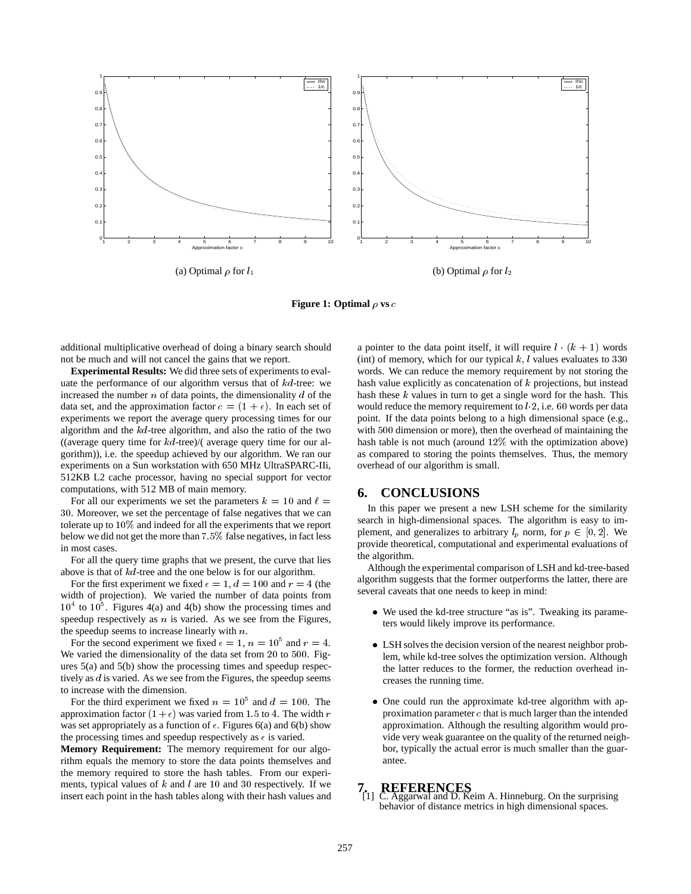(a) Optimal $\rho$ for $l_1$

(b) Optimal $\rho$ for $l_2$

**Figure 1: Optimal $\rho$ vs $c$**

additional multiplicative overhead of doing a binary search should not be much and will not cancel the gains that we report.

**Experimental Results:** We did three sets of experiments to evaluate the performance of our algorithm versus that of $kd$-tree: we increased the number $n$ of data points, the dimensionality $d$ of the data set, and the approximation factor $c = (1 + \epsilon)$. In each set of experiments we report the average query processing times for our algorithm and the $kd$-tree algorithm, and also the ratio of the two ((average query time for $kd$-tree)/( average query time for our algorithm)), i.e. the speedup achieved by our algorithm. We ran our experiments on a Sun workstation with 650 MHz UltraSPARC-IIi, 512KB L2 cache processor, having no special support for vector computations, with 512 MB of main memory.

For all our experiments we set the parameters $k = 10$ and $\ell = 30$. Moreover, we set the percentage of false negatives that we can tolerate up to $10\%$ and indeed for all the experiments that we report below we did not get the more than $7.5\%$ false negatives, in fact less in most cases.

For all the query time graphs that we present, the curve that lies above is that of $kd$-tree and the one below is for our algorithm.

For the first experiment we fixed $\epsilon = 1$, $d = 100$ and $r = 4$ (the width of projection). We varied the number of data points from $10^4$ to $10^5$. Figures 4(a) and 4(b) show the processing times and speedup respectively as $n$ is varied. As we see from the Figures, the speedup seems to increase linearly with $n$.

For the second experiment we fixed $\epsilon = 1$, $n = 10^5$ and $r = 4$. We varied the dimensionality of the data set from 20 to 500. Figures 5(a) and 5(b) show the processing times and speedup respectively as $d$ is varied. As we see from the Figures, the speedup seems to increase with the dimension.

For the third experiment we fixed $n = 10^5$ and $d = 100$. The approximation factor $(1 + \epsilon)$ was varied from 1.5 to 4. The width $r$ was set appropriately as a function of $\epsilon$. Figures 6(a) and 6(b) show the processing times and speedup respectively as $\epsilon$ is varied.

**Memory Requirement:** The memory requirement for our algorithm equals the memory to store the data points themselves and the memory required to store the hash tables. From our experiments, typical values of $k$ and $l$ are 10 and 30 respectively. If we insert each point in the hash tables along with their hash values and a pointer to the data point itself, it will require $l \cdot (k + 1)$ words (int) of memory, which for our typical $k, l$ values evaluates to 330 words. We can reduce the memory requirement by not storing the hash value explicitly as concatenation of $k$ projections, but instead hash these $k$ values in turn to get a single word for the hash. This would reduce the memory requirement to $l \cdot 2$, i.e. 60 words per data point. If the data points belong to a high dimensional space (e.g., with 500 dimension or more), then the overhead of maintaining the hash table is not much (around $12\%$ with the optimization above) as compared to storing the points themselves. Thus, the memory overhead of our algorithm is small.

## 6. CONCLUSIONS

In this paper we present a new LSH scheme for the similarity search in high-dimensional spaces. The algorithm is easy to implement, and generalizes to arbitrary $l_p$ norm, for $p \in [0, 2]$. We provide theoretical, computational and experimental evaluations of the algorithm.

Although the experimental comparison of LSH and kd-tree-based algorithm suggests that the former outperforms the latter, there are several caveats that one needs to keep in mind:

- We used the kd-tree structure "as is". Tweaking its parameters would likely improve its performance.
- LSH solves the decision version of the nearest neighbor problem, while kd-tree solves the optimization version. Although the latter reduces to the former, the reduction overhead increases the running time.
- One could run the approximate kd-tree algorithm with approximation parameter $c$ that is much larger than the intended approximation. Although the resulting algorithm would provide very weak guarantee on the quality of the returned neighbor, typically the actual error is much smaller than the guarantee.

## 7. REFERENCES

[1] C. Aggarwal and D. Keim A. Hinneburg. On the surprising behavior of distance metrics in high dimensional spaces.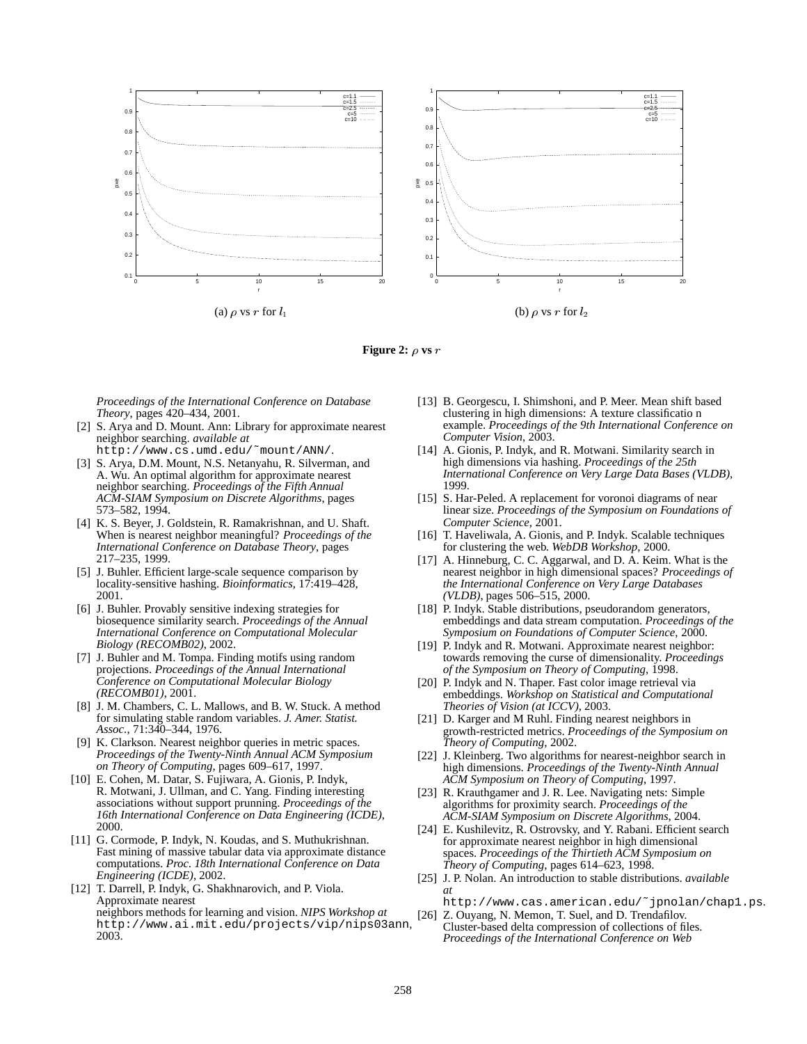(a) $\rho$ vs $r$ for $l_1$

(b) $\rho$ vs $r$ for $l_2$

**Figure 2: $\rho$ vs $r$**

*Proceedings of the International Conference on Database Theory*, pages 420–434, 2001.

[2] S. Arya and D. Mount. Ann: Library for approximate nearest neighbor searching. *available at* http://www.cs.umd.edu/˜mount/ANN/.

[3] S. Arya, D.M. Mount, N.S. Netanyahu, R. Silverman, and A. Wu. An optimal algorithm for approximate nearest neighbor searching. *Proceedings of the Fifth Annual ACM-SIAM Symposium on Discrete Algorithms*, pages 573–582, 1994.

[4] K. S. Beyer, J. Goldstein, R. Ramakrishnan, and U. Shaft. When is nearest neighbor meaningful? *Proceedings of the International Conference on Database Theory*, pages 217–235, 1999.

[5] J. Buhler. Efficient large-scale sequence comparison by locality-sensitive hashing. *Bioinformatics*, 17:419–428, 2001.

[6] J. Buhler. Provably sensitive indexing strategies for biosequence similarity search. *Proceedings of the Annual International Conference on Computational Molecular Biology (RECOMB02)*, 2002.

[7] J. Buhler and M. Tompa. Finding motifs using random projections. *Proceedings of the Annual International Conference on Computational Molecular Biology (RECOMB01)*, 2001.

[8] J. M. Chambers, C. L. Mallows, and B. W. Stuck. A method for simulating stable random variables. *J. Amer. Statist. Assoc.*, 71:340–344, 1976.

[9] K. Clarkson. Nearest neighbor queries in metric spaces. *Proceedings of the Twenty-Ninth Annual ACM Symposium on Theory of Computing*, pages 609–617, 1997.

[10] E. Cohen, M. Datar, S. Fujiwara, A. Gionis, P. Indyk, R. Motwani, J. Ullman, and C. Yang. Finding interesting associations without support prunning. *Proceedings of the 16th International Conference on Data Engineering (ICDE)*, 2000.

[11] G. Cormode, P. Indyk, N. Koudas, and S. Muthukrishnan. Fast mining of massive tabular data via approximate distance computations. *Proc. 18th International Conference on Data Engineering (ICDE)*, 2002.

[12] T. Darrell, P. Indyk, G. Shakhnarovich, and P. Viola. Approximate nearest neighbors methods for learning and vision. *NIPS Workshop at* http://www.ai.mit.edu/projects/vip/nips03ann, 2003.

[13] B. Georgescu, I. Shimshoni, and P. Meer. Mean shift based clustering in high dimensions: A texture classificatio n example. *Proceedings of the 9th International Conference on Computer Vision*, 2003.

[14] A. Gionis, P. Indyk, and R. Motwani. Similarity search in high dimensions via hashing. *Proceedings of the 25th International Conference on Very Large Data Bases (VLDB)*, 1999.

[15] S. Har-Peled. A replacement for voronoi diagrams of near linear size. *Proceedings of the Symposium on Foundations of Computer Science*, 2001.

[16] T. Haveliwala, A. Gionis, and P. Indyk. Scalable techniques for clustering the web. *WebDB Workshop*, 2000.

[17] A. Hinneburg, C. C. Aggarwal, and D. A. Keim. What is the nearest neighbor in high dimensional spaces? *Proceedings of the International Conference on Very Large Databases (VLDB)*, pages 506–515, 2000.

[18] P. Indyk. Stable distributions, pseudorandom generators, embeddings and data stream computation. *Proceedings of the Symposium on Foundations of Computer Science*, 2000.

[19] P. Indyk and R. Motwani. Approximate nearest neighbor: towards removing the curse of dimensionality. *Proceedings of the Symposium on Theory of Computing*, 1998.

[20] P. Indyk and N. Thaper. Fast color image retrieval via embeddings. *Workshop on Statistical and Computational Theories of Vision (at ICCV)*, 2003.

[21] D. Karger and M Ruhl. Finding nearest neighbors in growth-restricted metrics. *Proceedings of the Symposium on Theory of Computing*, 2002.

[22] J. Kleinberg. Two algorithms for nearest-neighbor search in high dimensions. *Proceedings of the Twenty-Ninth Annual ACM Symposium on Theory of Computing*, 1997.

[23] R. Krauthgamer and J. R. Lee. Navigating nets: Simple algorithms for proximity search. *Proceedings of the ACM-SIAM Symposium on Discrete Algorithms*, 2004.

[24] E. Kushilevitz, R. Ostrovsky, and Y. Rabani. Efficient search for approximate nearest neighbor in high dimensional spaces. *Proceedings of the Thirtieth ACM Symposium on Theory of Computing*, pages 614–623, 1998.

[25] J. P. Nolan. An introduction to stable distributions. *available at* http://www.cas.american.edu/˜jpnolan/chap1.ps.

[26] Z. Ouyang, N. Memon, T. Suel, and D. Trendafilov. Cluster-based delta compression of collections of files. *Proceedings of the International Conference on Web*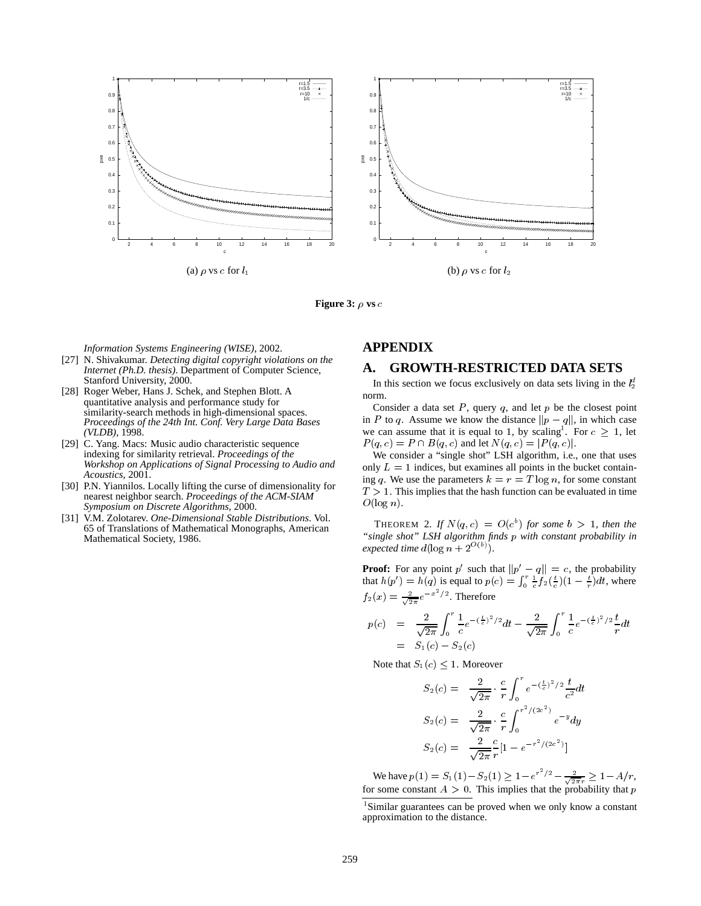(a) $\rho$ vs $c$ for $l_1$

(b) $\rho$ vs $c$ for $l_2$

**Figure 3: $\rho$ vs $c$**

*Information Systems Engineering (WISE)*, 2002.

[27] N. Shivakumar. *Detecting digital copyright violations on the Internet (Ph.D. thesis)*. Department of Computer Science, Stanford University, 2000.

[28] Roger Weber, Hans J. Schek, and Stephen Blott. A quantitative analysis and performance study for similarity-search methods in high-dimensional spaces. *Proceedings of the 24th Int. Conf. Very Large Data Bases (VLDB)*, 1998.

[29] C. Yang. Macs: Music audio characteristic sequence indexing for similarity retrieval. *Proceedings of the Workshop on Applications of Signal Processing to Audio and Acoustics*, 2001.

[30] P.N. Yiannilos. Locally lifting the curse of dimensionality for nearest neighbor search. *Proceedings of the ACM-SIAM Symposium on Discrete Algorithms*, 2000.

[31] V.M. Zolotarev. *One-Dimensional Stable Distributions*. Vol. 65 of Translations of Mathematical Monographs, American Mathematical Society, 1986.

# APPENDIX

## A. GROWTH-RESTRICTED DATA SETS

In this section we focus exclusively on data sets living in the $l_2^d$ norm.

Consider a data set $P$, query $q$, and let $p$ be the closest point in $P$ to $q$. Assume we know the distance $\|p - q\|$, in which case we can assume that it is equal to 1, by scaling[1]. For $c \geq 1$, let $P(q, c) = P \cap B(q, c)$ and let $N(q, c) = |P(q, c)|$.

We consider a "single shot" LSH algorithm, i.e., one that uses only $L = 1$ indices, but examines all points in the bucket containing $q$. We use the parameters $k = r = T \log n$, for some constant $T > 1$. This implies that the hash function can be evaluated in time $O(\log n)$.

THEOREM 2. *If $N(q, c) = O(c^b)$ for some $b > 1$, then the "single shot" LSH algorithm finds $p$ with constant probability in expected time $d(\log n + 2^{O(b)})$.*

**Proof:** For any point $p'$ such that $\|p' - q\| = c$, the probability that $h(p') = h(q)$ is equal to $p(c) = \int_0^r \frac{1}{c} f_2(\frac{t}{c})(1 - \frac{t}{r})dt$, where $f_2(x) = \frac{2}{\sqrt{2\pi}} e^{-x^2/2}$. Therefore

$$
\begin{aligned}
p(c) &= \frac{2}{\sqrt{2\pi}} \int_0^r \frac{1}{c} e^{-(\frac{t}{c})^2/2} dt - \frac{2}{\sqrt{2\pi}} \int_0^r \frac{1}{c} e^{-(\frac{t}{c})^2/2} \frac{t}{r} dt \\
&= S_1(c) - S_2(c)
\end{aligned}
$$

Note that $S_1(c) \leq 1$. Moreover

$$
\begin{aligned}
S_2(c) &= \frac{2}{\sqrt{2\pi}} \cdot \frac{c}{r} \int_0^r e^{-(\frac{t}{c})^2/2} \frac{t}{c^2} dt \\
S_2(c) &= \frac{2}{\sqrt{2\pi}} \cdot \frac{c}{r} \int_0^{r^2/(2c^2)} e^{-y} dy \\
S_2(c) &= \frac{2}{\sqrt{2\pi}} \frac{c}{r} [1 - e^{-r^2/(2c^2)}]
\end{aligned}
$$

We have $p(1) = S_1(1) - S_2(1) \geq 1 - e^{r^2/2} - \frac{2}{\sqrt{2\pi} r} \geq 1 - A/r$, for some constant $A > 0$. This implies that the probability that $p$

[1] Similar guarantees can be proved when we only know a constant approximation to the distance.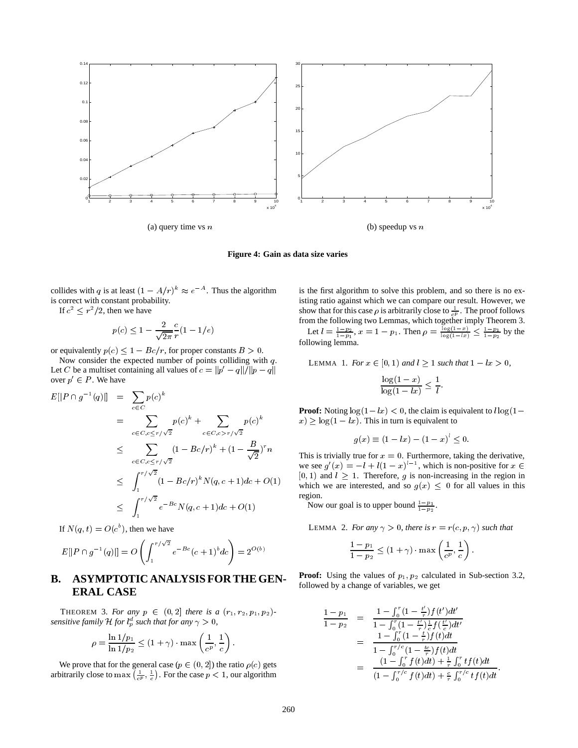(a) query time vs $n$

(b) speedup vs $n$

**Figure 4: Gain as data size varies**

collides with $q$ is at least $(1 - A/r)^k \approx e^{-A}$. Thus the algorithm is correct with constant probability.

If $c^2 \leq r^2/2$, then we have

$$p(c) \leq 1 - \frac{2}{\sqrt{2\pi}} \frac{c}{r}(1 - 1/e)$$

or equivalently $p(c) \leq 1 - Bc/r$, for proper constants $B > 0$.

Now consider the expected number of points colliding with $q$. Let $C$ be a multiset containing all values of $c = \|p' - q\|/\|p - q\|$ over $p' \in P$. We have

$$\begin{aligned}
E[|P \cap g^{-1}(q)|] &= \sum_{c \in C} p(c)^k \\
&= \sum_{c \in C, c \leq r/\sqrt{2}} p(c)^k + \sum_{c \in C, c > r/\sqrt{2}} p(c)^k \\
&\leq \sum_{c \in C, c \leq r/\sqrt{2}} (1 - Bc/r)^k + (1 - \frac{B}{\sqrt{2}})^r n \\
&\leq \int_1^{r/\sqrt{2}} (1 - Bc/r)^k N(q, c+1) dc + O(1) \\
&\leq \int_1^{r/\sqrt{2}} e^{-Bc} N(q, c+1) dc + O(1)
\end{aligned}$$

If $N(q, t) = O(c^b)$, then we have

$$E[|P \cap g^{-1}(q)|] = O\left(\int_1^{r/\sqrt{2}} e^{-Bc}(c+1)^b dc\right) = 2^{O(b)}$$

# B. ASYMPTOTIC ANALYSIS FOR THE GENERAL CASE

THEOREM 3. *For any $p \in (0, 2]$ there is a $(r_1, r_2, p_1, p_2)$-sensitive family $\mathcal{H}$ for $l_p^d$ such that for any $\gamma > 0$,*

$$\rho = \frac{\ln 1/p_1}{\ln 1/p_2} \leq (1 + \gamma) \cdot \max\left(\frac{1}{c^p}, \frac{1}{c}\right).$$

We prove that for the general case ($p \in (0, 2]$) the ratio $\rho(c)$ gets arbitrarily close to $\max\left(\frac{1}{c^p}, \frac{1}{c}\right)$. For the case $p < 1$, our algorithm is the first algorithm to solve this problem, and so there is no existing ratio against which we can compare our result. However, we show that for this case $\rho$ is arbitrarily close to $\frac{1}{c^p}$. The proof follows from the following two Lemmas, which together imply Theorem 3.

Let $l = \frac{1-p_2}{1-p_1}$, $x = 1 - p_1$. Then $\rho = \frac{\log(1-x)}{\log(1-lx)} \leq \frac{1-p_1}{1-p_2}$ by the following lemma.

LEMMA 1. *For $x \in [0, 1)$ and $l \geq 1$ such that $1 - lx > 0$,*

$$\frac{\log(1-x)}{\log(1-lx)} \leq \frac{1}{l}.$$

**Proof:** Noting $\log(1 - lx) < 0$, the claim is equivalent to $l \log(1 - x) \geq \log(1 - lx)$. This in turn is equivalent to

$$g(x) \equiv (1 - lx) - (1 - x)^l \leq 0.$$

This is trivially true for $x = 0$. Furthermore, taking the derivative, we see $g'(x) = -l + l(1-x)^{l-1}$, which is non-positive for $x \in [0, 1)$ and $l \geq 1$. Therefore, $g$ is non-increasing in the region in which we are interested, and so $g(x) \leq 0$ for all values in this region.

Now our goal is to upper bound $\frac{1-p_1}{1-p_2}$.

LEMMA 2. *For any $\gamma > 0$, there is $r = r(c, p, \gamma)$ such that*

$$\frac{1-p_1}{1-p_2} \leq (1 + \gamma) \cdot \max\left(\frac{1}{c^p}, \frac{1}{c}\right).$$

**Proof:** Using the values of $p_1, p_2$ calculated in Sub-section 3.2, followed by a change of variables, we get

$$\begin{aligned}
\frac{1-p_1}{1-p_2} &= \frac{1 - \int_0^r (1 - \frac{t'}{r}) f(t') dt'}{1 - \int_0^r (1 - \frac{t'}{r}) \frac{1}{c} f(\frac{t'}{c}) dt'} \\
&= \frac{1 - \int_0^r (1 - \frac{t}{r}) f(t) dt}{1 - \int_0^{r/c} (1 - \frac{tc}{r}) f(t) dt} \\
&= \frac{(1 - \int_0^r f(t) dt) + \frac{1}{r} \int_0^r t f(t) dt}{(1 - \int_0^{r/c} f(t) dt) + \frac{c}{r} \int_0^{r/c} t f(t) dt}.
\end{aligned}$$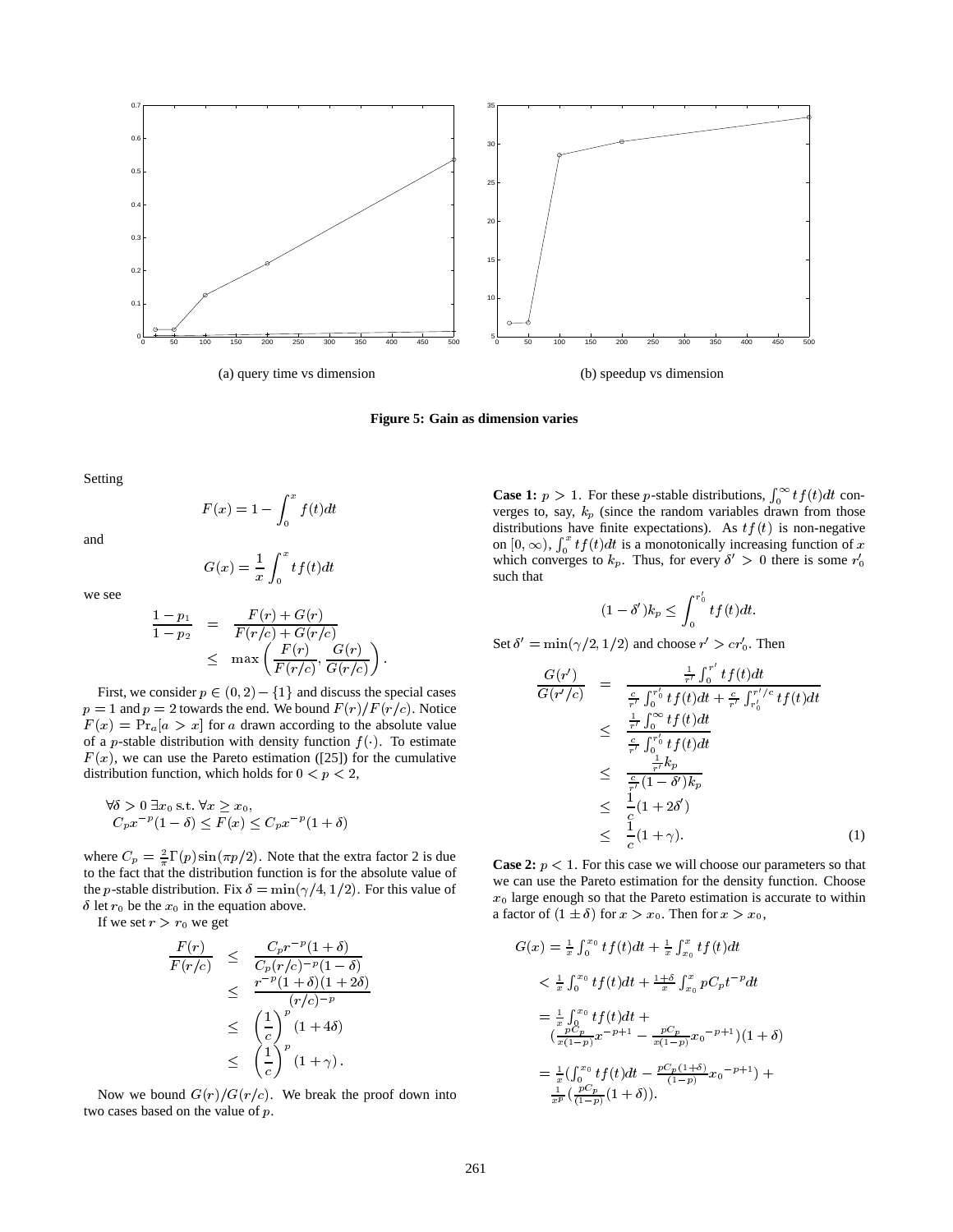(a) query time vs dimension

(b) speedup vs dimension

**Figure 5: Gain as dimension varies**

Setting

$$F(x) = 1 - \int_0^x f(t)dt$$

and

$$G(x) = \frac{1}{x}\int_0^x t f(t)dt$$

we see

$$\begin{aligned} \frac{1-p_1}{1-p_2} &= \frac{F(r)+G(r)}{F(r/c)+G(r/c)} \\ &\leq \max\left(\frac{F(r)}{F(r/c)}, \frac{G(r)}{G(r/c)}\right). \end{aligned}$$

First, we consider $p \in (0,2) - \{1\}$ and discuss the special cases $p = 1$ and $p = 2$ towards the end. We bound $F(r)/F(r/c)$. Notice $F(x) = \Pr_a[a > x]$ for $a$ drawn according to the absolute value of a $p$-stable distribution with density function $f(\cdot)$. To estimate $F(x)$, we can use the Pareto estimation ([25]) for the cumulative distribution function, which holds for $0 < p < 2$,

$$\begin{aligned} &\forall \delta > 0\ \exists x_0 \text{ s.t. } \forall x \geq x_0, \\ &C_p x^{-p}(1-\delta) \leq F(x) \leq C_p x^{-p}(1+\delta) \end{aligned}$$

where $C_p = \frac{2}{\pi}\Gamma(p)\sin(\pi p/2)$. Note that the extra factor 2 is due to the fact that the distribution function is for the absolute value of the $p$-stable distribution. Fix $\delta = \min(\gamma/4, 1/2)$. For this value of $\delta$ let $r_0$ be the $x_0$ in the equation above.

If we set $r > r_0$ we get

$$\begin{aligned} \frac{F(r)}{F(r/c)} &\leq \frac{C_p r^{-p}(1+\delta)}{C_p (r/c)^{-p}(1-\delta)} \\ &\leq \frac{r^{-p}(1+\delta)(1+2\delta)}{(r/c)^{-p}} \\ &\leq \left(\frac{1}{c}\right)^p (1+4\delta) \\ &\leq \left(\frac{1}{c}\right)^p (1+\gamma). \end{aligned}$$

Now we bound $G(r)/G(r/c)$. We break the proof down into two cases based on the value of $p$.

**Case 1:** $p > 1$. For these $p$-stable distributions, $\int_0^\infty t f(t)dt$ converges to, say, $k_p$ (since the random variables drawn from those distributions have finite expectations). As $t f(t)$ is non-negative on $[0, \infty)$, $\int_0^x t f(t)dt$ is a monotonically increasing function of $x$ which converges to $k_p$. Thus, for every $\delta' > 0$ there is some $r_0'$ such that

$$(1-\delta')k_p \leq \int_0^{r_0'} t f(t)dt.$$

Set $\delta' = \min(\gamma/2, 1/2)$ and choose $r' > c r_0'$. Then

$$\begin{aligned} \frac{G(r')}{G(r'/c)} &= \frac{\frac{1}{r'}\int_0^{r'} t f(t)dt}{\frac{c}{r'}\int_0^{r_0'} t f(t)dt + \frac{c}{r'}\int_{r_0'}^{r'/c} t f(t)dt} \\ &\leq \frac{\frac{1}{r'}\int_0^{\infty} t f(t)dt}{\frac{c}{r'}\int_0^{r_0'} t f(t)dt} \\ &\leq \frac{\frac{1}{r'}k_p}{\frac{c}{r'}(1-\delta')k_p} \\ &\leq \frac{1}{c}(1+2\delta') \\ &\leq \frac{1}{c}(1+\gamma). \end{aligned} \quad (1)$$

**Case 2:** $p < 1$. For this case we will choose our parameters so that we can use the Pareto estimation for the density function. Choose $x_0$ large enough so that the Pareto estimation is accurate to within a factor of $(1 \pm \delta)$ for $x > x_0$. Then for $x > x_0$,

$$\begin{aligned} G(x) &= \tfrac{1}{x}\int_0^{x_0} t f(t)dt + \tfrac{1}{x}\int_{x_0}^{x} t f(t)dt \\ &< \tfrac{1}{x}\int_0^{x_0} t f(t)dt + \tfrac{1+\delta}{x}\int_{x_0}^{x} p C_p t^{-p}dt \\ &= \tfrac{1}{x}\int_0^{x_0} t f(t)dt + \\ &\quad (\tfrac{pC_p}{x(1-p)}x^{-p+1} - \tfrac{pC_p}{x(1-p)}{x_0}^{-p+1})(1+\delta) \\ &= \tfrac{1}{x}(\int_0^{x_0} t f(t)dt - \tfrac{pC_p(1+\delta)}{(1-p)}{x_0}^{-p+1}) + \\ &\quad \tfrac{1}{x^p}(\tfrac{pC_p}{(1-p)}(1+\delta)). \end{aligned}$$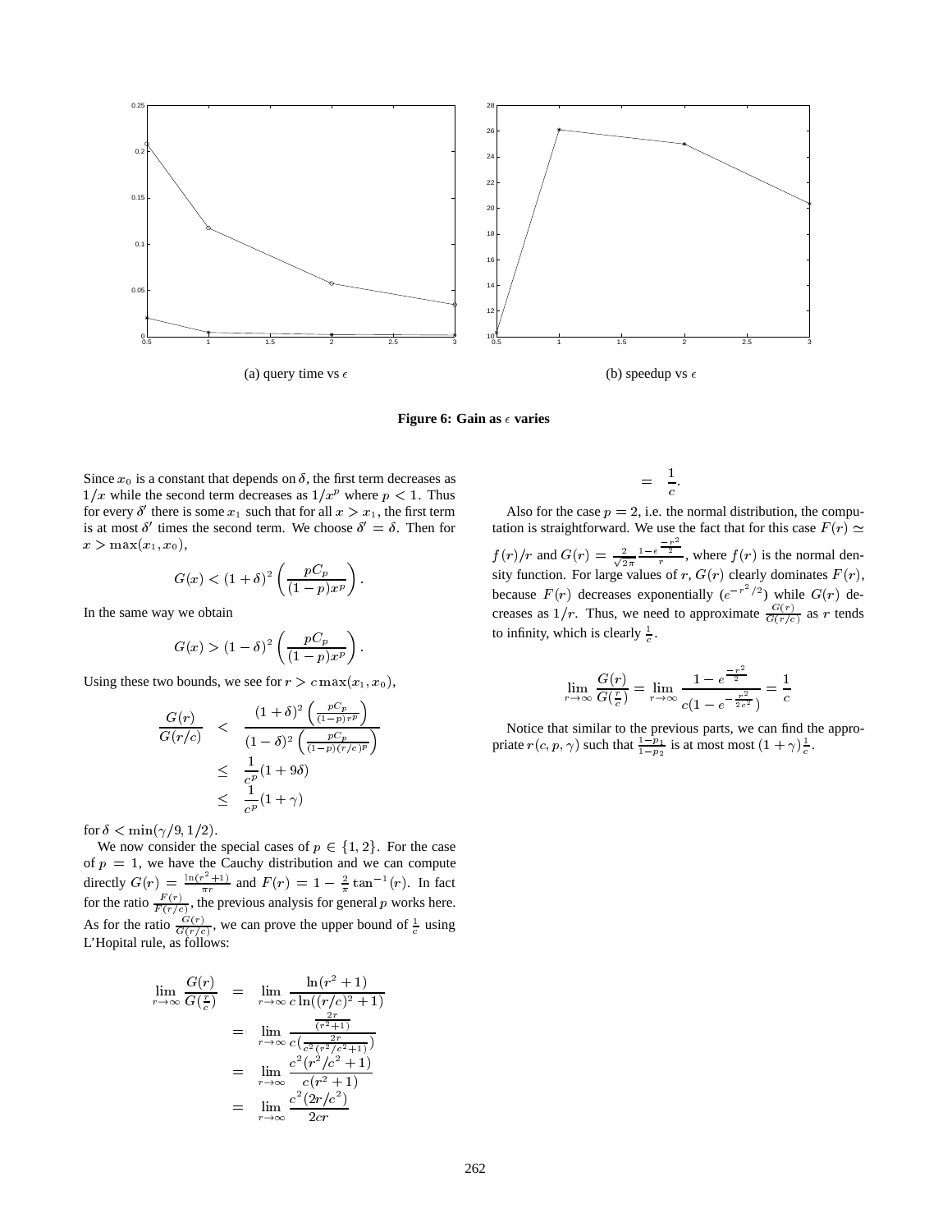0.25
0.2
0.15
0.1
0.05
0
0.5 1 1.5 2 2.5 3

(a) query time vs $\epsilon$

28
26
24
22
20
18
16
14
12
10
0.5 1 1.5 2 2.5 3

(b) speedup vs $\epsilon$

**Figure 6: Gain as $\epsilon$ varies**

Since $x_0$ is a constant that depends on $\delta$, the first term decreases as $1/x$ while the second term decreases as $1/x^p$ where $p < 1$. Thus for every $\delta'$ there is some $x_1$ such that for all $x > x_1$, the first term is at most $\delta'$ times the second term. We choose $\delta' = \delta$. Then for $x > \max(x_1, x_0)$,

$$G(x) < (1+\delta)^2 \left( \frac{pC_p}{(1-p)x^p} \right).$$

In the same way we obtain

$$G(x) > (1-\delta)^2 \left( \frac{pC_p}{(1-p)x^p} \right).$$

Using these two bounds, we see for $r > c\max(x_1, x_0)$,

$$\begin{aligned}
\frac{G(r)}{G(r/c)} &< \frac{(1+\delta)^2 \left( \frac{pC_p}{(1-p)r^p} \right)}{(1-\delta)^2 \left( \frac{pC_p}{(1-p)(r/c)^p} \right)} \\
&\leq \frac{1}{c^p}(1+9\delta) \\
&\leq \frac{1}{c^p}(1+\gamma)
\end{aligned}$$

for $\delta < \min(\gamma/9, 1/2)$.

We now consider the special cases of $p \in \{1, 2\}$. For the case of $p = 1$, we have the Cauchy distribution and we can compute directly $G(r) = \frac{\ln(r^2+1)}{\pi r}$ and $F(r) = 1 - \frac{2}{\pi}\tan^{-1}(r)$. In fact for the ratio $\frac{F(r)}{F(r/c)}$, the previous analysis for general $p$ works here. As for the ratio $\frac{G(r)}{G(r/c)}$, we can prove the upper bound of $\frac{1}{c}$ using L'Hopital rule, as follows:

$$\begin{aligned}
\lim_{r\to\infty} \frac{G(r)}{G(\frac{r}{c})} &= \lim_{r\to\infty} \frac{\ln(r^2+1)}{c\ln((r/c)^2+1)} \\
&= \lim_{r\to\infty} \frac{\frac{2r}{(r^2+1)}}{c(\frac{2r}{c^2(r^2/c^2+1)})} \\
&= \lim_{r\to\infty} \frac{c^2(r^2/c^2+1)}{c(r^2+1)} \\
&= \lim_{r\to\infty} \frac{c^2(2r/c^2)}{2cr} \\
&= \frac{1}{c}.
\end{aligned}$$

Also for the case $p = 2$, i.e. the normal distribution, the computation is straightforward. We use the fact that for this case $F(r) \simeq f(r)/r$ and $G(r) = \frac{2}{\sqrt{2\pi}} \frac{1-e^{\frac{-r^2}{2}}}{r}$, where $f(r)$ is the normal density function. For large values of $r$, $G(r)$ clearly dominates $F(r)$, because $F(r)$ decreases exponentially ($e^{-r^2/2}$) while $G(r)$ decreases as $1/r$. Thus, we need to approximate $\frac{G(r)}{G(r/c)}$ as $r$ tends to infinity, which is clearly $\frac{1}{c}$.

$$\lim_{r\to\infty} \frac{G(r)}{G(\frac{r}{c})} = \lim_{r\to\infty} \frac{1-e^{\frac{-r^2}{2}}}{c(1-e^{-\frac{r^2}{2c^2}})} = \frac{1}{c}$$

Notice that similar to the previous parts, we can find the appropriate $r(c, p, \gamma)$ such that $\frac{1-p_1}{1-p_2}$ is at most most $(1+\gamma)\frac{1}{c}$.